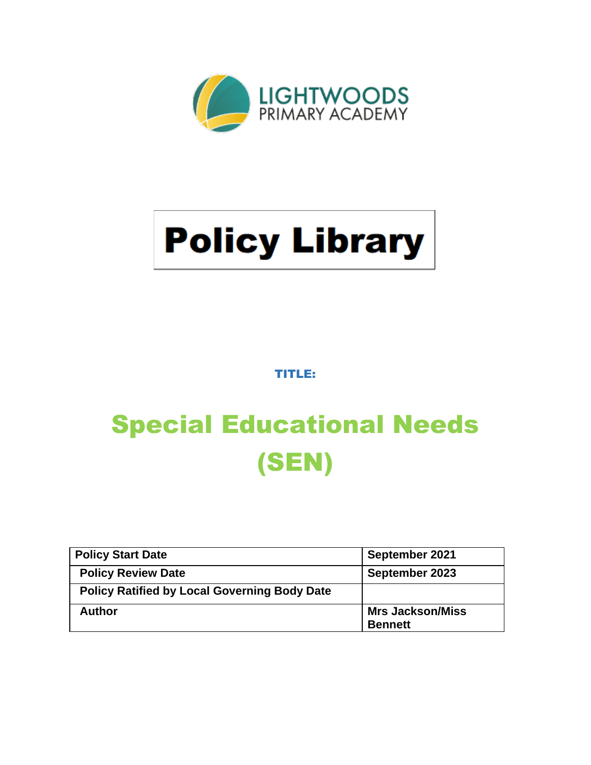LIGHTWOODS
PRIMARY ACADEMY

# Policy Library

**TITLE:**

# Special Educational Needs (SEN)

| Policy Start Date | September 2021 |
| --- | --- |
| Policy Review Date | September 2023 |
| Policy Ratified by Local Governing Body Date | |
| Author | Mrs Jackson/Miss Bennett |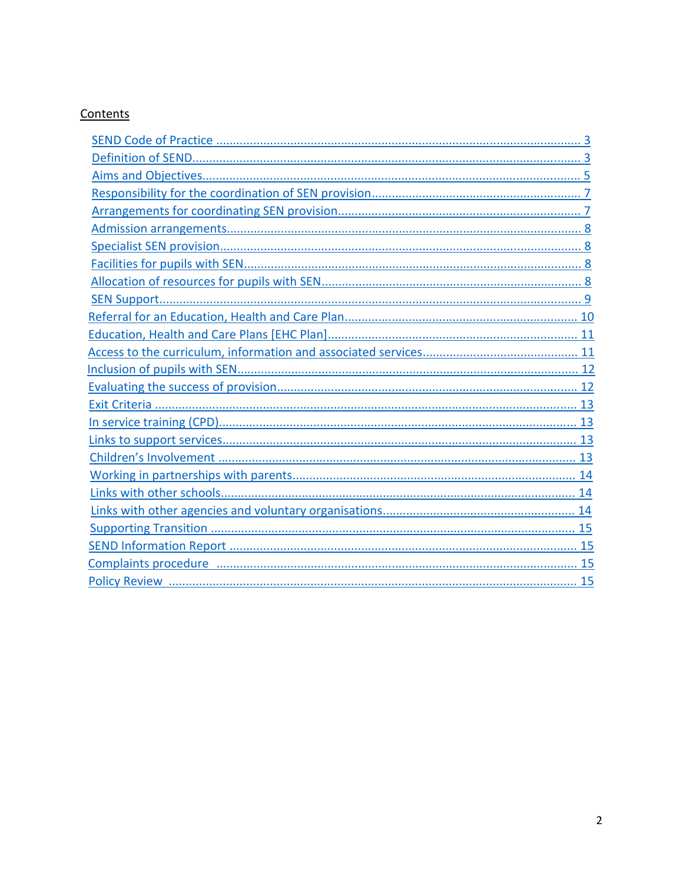## Contents

| Section | Page |
|---|---|
| SEND Code of Practice | 3 |
| Definition of SEND | 3 |
| Aims and Objectives | 5 |
| Responsibility for the coordination of SEN provision | 7 |
| Arrangements for coordinating SEN provision | 7 |
| Admission arrangements | 8 |
| Specialist SEN provision | 8 |
| Facilities for pupils with SEN | 8 |
| Allocation of resources for pupils with SEN | 8 |
| SEN Support | 9 |
| Referral for an Education, Health and Care Plan | 10 |
| Education, Health and Care Plans [EHC Plan] | 11 |
| Access to the curriculum, information and associated services | 11 |
| Inclusion of pupils with SEN | 12 |
| Evaluating the success of provision | 12 |
| Exit Criteria | 13 |
| In service training (CPD) | 13 |
| Links to support services | 13 |
| Children's Involvement | 13 |
| Working in partnerships with parents | 14 |
| Links with other schools | 14 |
| Links with other agencies and voluntary organisations | 14 |
| Supporting Transition | 15 |
| SEND Information Report | 15 |
| Complaints procedure | 15 |
| Policy Review | 15 |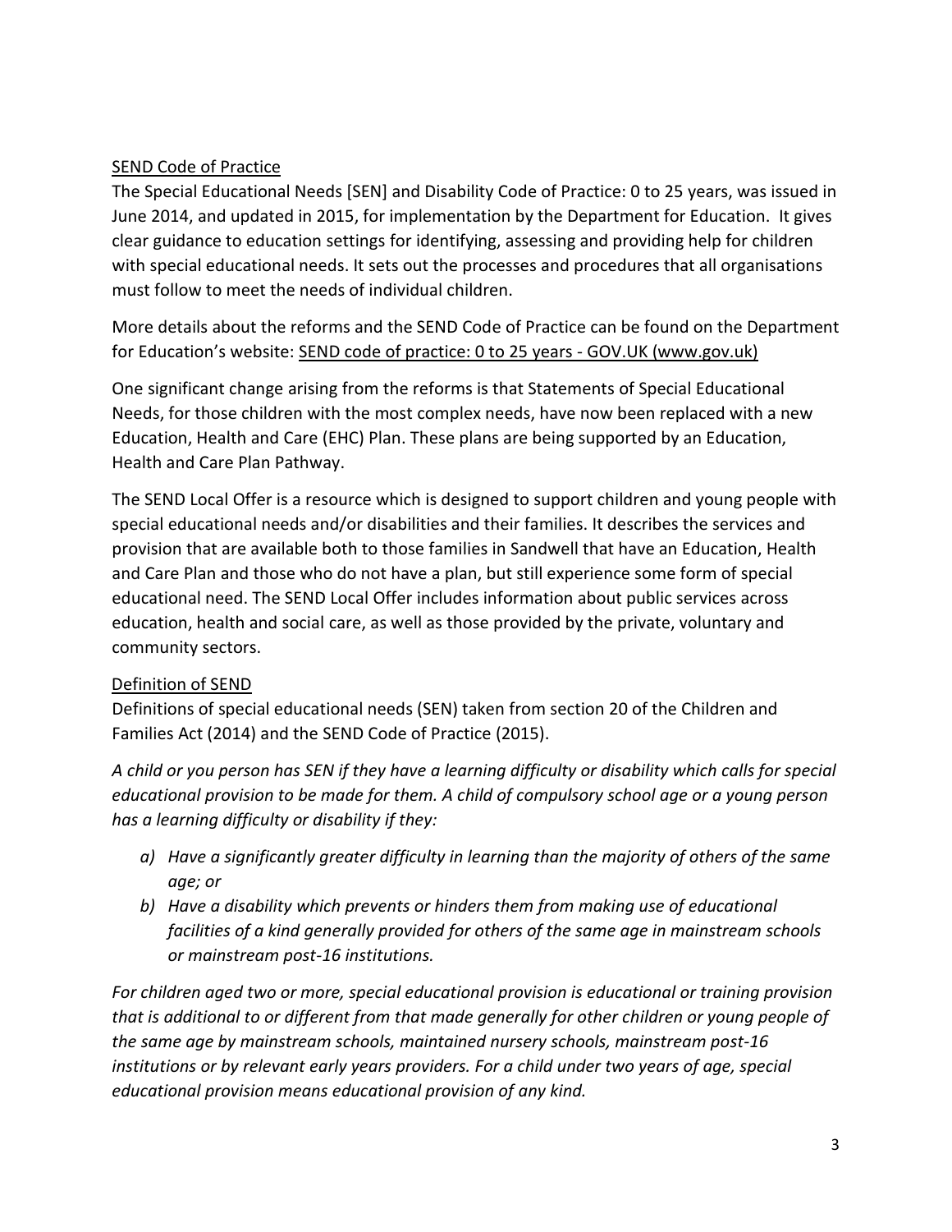## SEND Code of Practice

The Special Educational Needs [SEN] and Disability Code of Practice: 0 to 25 years, was issued in June 2014, and updated in 2015, for implementation by the Department for Education. It gives clear guidance to education settings for identifying, assessing and providing help for children with special educational needs. It sets out the processes and procedures that all organisations must follow to meet the needs of individual children.

More details about the reforms and the SEND Code of Practice can be found on the Department for Education's website: SEND code of practice: 0 to 25 years - GOV.UK (www.gov.uk)

One significant change arising from the reforms is that Statements of Special Educational Needs, for those children with the most complex needs, have now been replaced with a new Education, Health and Care (EHC) Plan. These plans are being supported by an Education, Health and Care Plan Pathway.

The SEND Local Offer is a resource which is designed to support children and young people with special educational needs and/or disabilities and their families. It describes the services and provision that are available both to those families in Sandwell that have an Education, Health and Care Plan and those who do not have a plan, but still experience some form of special educational need. The SEND Local Offer includes information about public services across education, health and social care, as well as those provided by the private, voluntary and community sectors.

## Definition of SEND

Definitions of special educational needs (SEN) taken from section 20 of the Children and Families Act (2014) and the SEND Code of Practice (2015).

*A child or you person has SEN if they have a learning difficulty or disability which calls for special educational provision to be made for them. A child of compulsory school age or a young person has a learning difficulty or disability if they:*

*a) Have a significantly greater difficulty in learning than the majority of others of the same age; or*

*b) Have a disability which prevents or hinders them from making use of educational facilities of a kind generally provided for others of the same age in mainstream schools or mainstream post-16 institutions.*

*For children aged two or more, special educational provision is educational or training provision that is additional to or different from that made generally for other children or young people of the same age by mainstream schools, maintained nursery schools, mainstream post-16 institutions or by relevant early years providers. For a child under two years of age, special educational provision means educational provision of any kind.*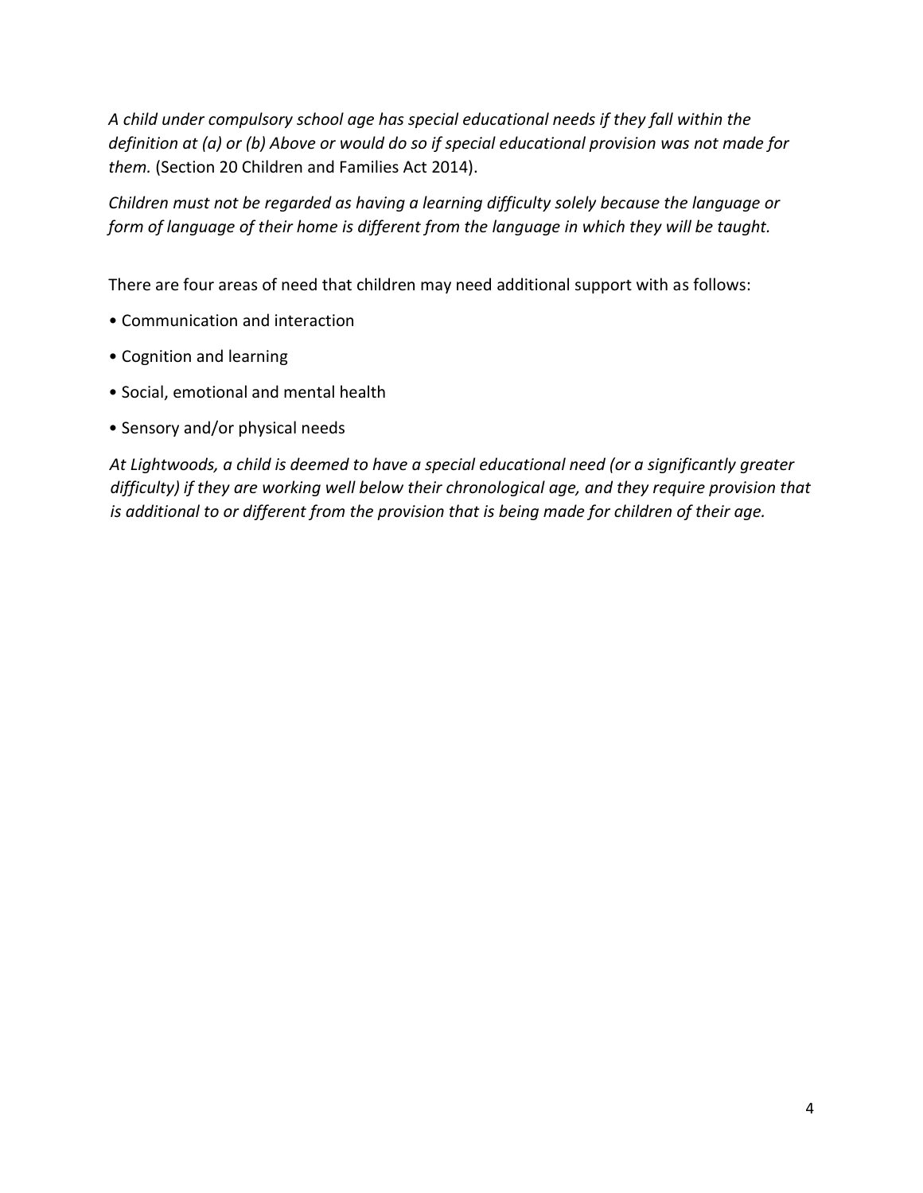*A child under compulsory school age has special educational needs if they fall within the definition at (a) or (b) Above or would do so if special educational provision was not made for them.* (Section 20 Children and Families Act 2014).

*Children must not be regarded as having a learning difficulty solely because the language or form of language of their home is different from the language in which they will be taught.*

There are four areas of need that children may need additional support with as follows:

- Communication and interaction
- Cognition and learning
- Social, emotional and mental health
- Sensory and/or physical needs

*At Lightwoods, a child is deemed to have a special educational need (or a significantly greater difficulty) if they are working well below their chronological age, and they require provision that is additional to or different from the provision that is being made for children of their age.*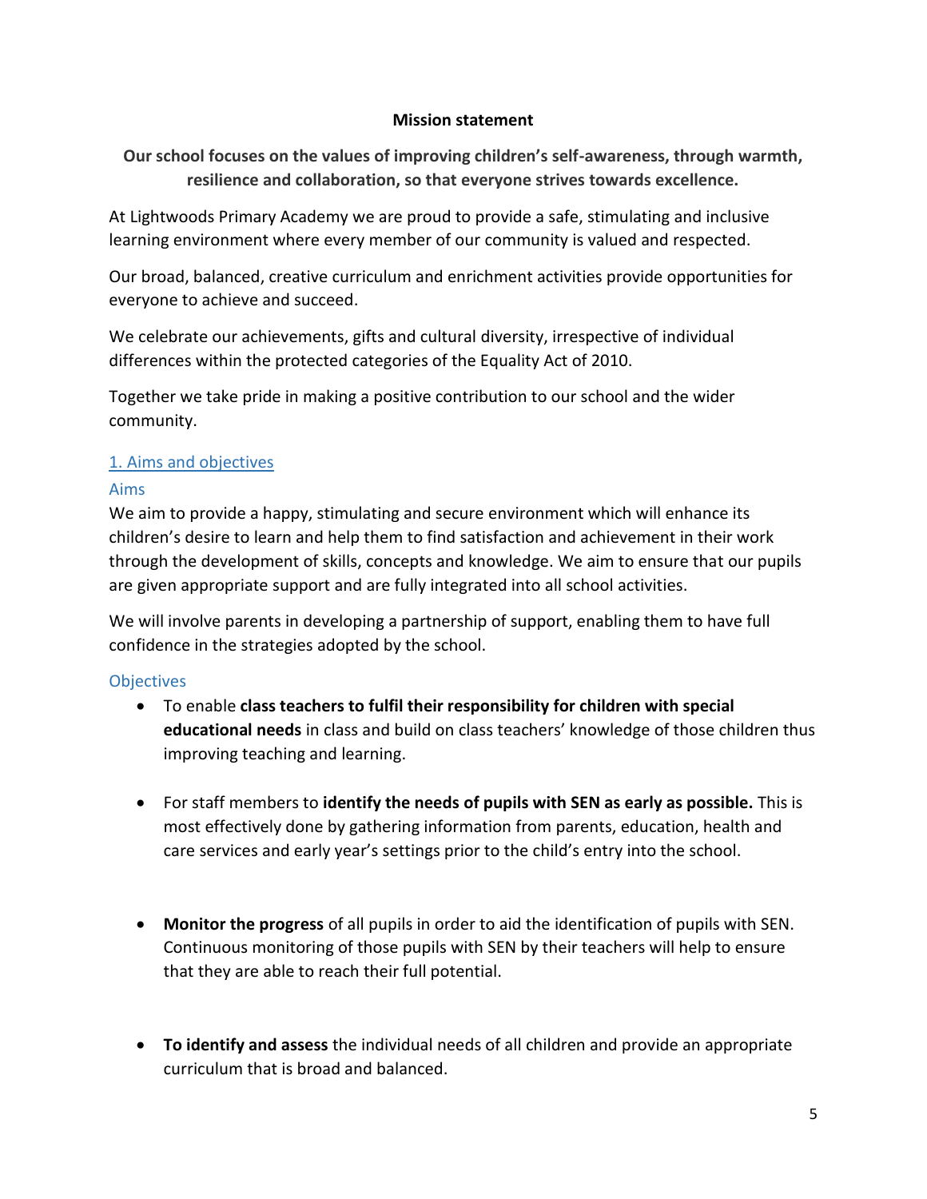**Mission statement**

**Our school focuses on the values of improving children's self-awareness, through warmth, resilience and collaboration, so that everyone strives towards excellence.**

At Lightwoods Primary Academy we are proud to provide a safe, stimulating and inclusive learning environment where every member of our community is valued and respected.

Our broad, balanced, creative curriculum and enrichment activities provide opportunities for everyone to achieve and succeed.

We celebrate our achievements, gifts and cultural diversity, irrespective of individual differences within the protected categories of the Equality Act of 2010.

Together we take pride in making a positive contribution to our school and the wider community.

## 1. Aims and objectives

### Aims

We aim to provide a happy, stimulating and secure environment which will enhance its children's desire to learn and help them to find satisfaction and achievement in their work through the development of skills, concepts and knowledge. We aim to ensure that our pupils are given appropriate support and are fully integrated into all school activities.

We will involve parents in developing a partnership of support, enabling them to have full confidence in the strategies adopted by the school.

### Objectives

- To enable **class teachers to fulfil their responsibility for children with special educational needs** in class and build on class teachers' knowledge of those children thus improving teaching and learning.
- For staff members to **identify the needs of pupils with SEN as early as possible.** This is most effectively done by gathering information from parents, education, health and care services and early year's settings prior to the child's entry into the school.
- **Monitor the progress** of all pupils in order to aid the identification of pupils with SEN. Continuous monitoring of those pupils with SEN by their teachers will help to ensure that they are able to reach their full potential.
- **To identify and assess** the individual needs of all children and provide an appropriate curriculum that is broad and balanced.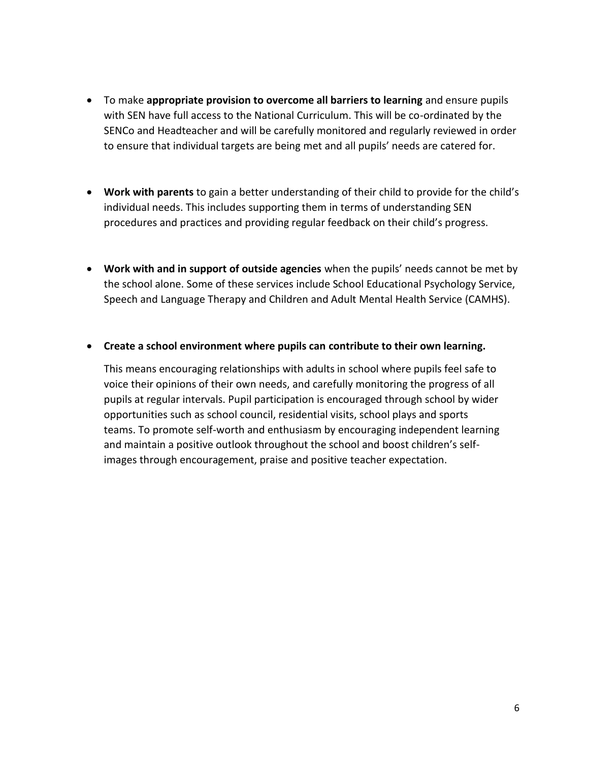- To make **appropriate provision to overcome all barriers to learning** and ensure pupils with SEN have full access to the National Curriculum. This will be co-ordinated by the SENCo and Headteacher and will be carefully monitored and regularly reviewed in order to ensure that individual targets are being met and all pupils' needs are catered for.

- **Work with parents** to gain a better understanding of their child to provide for the child's individual needs. This includes supporting them in terms of understanding SEN procedures and practices and providing regular feedback on their child's progress.

- **Work with and in support of outside agencies** when the pupils' needs cannot be met by the school alone. Some of these services include School Educational Psychology Service, Speech and Language Therapy and Children and Adult Mental Health Service (CAMHS).

- **Create a school environment where pupils can contribute to their own learning.**

  This means encouraging relationships with adults in school where pupils feel safe to voice their opinions of their own needs, and carefully monitoring the progress of all pupils at regular intervals. Pupil participation is encouraged through school by wider opportunities such as school council, residential visits, school plays and sports teams. To promote self-worth and enthusiasm by encouraging independent learning and maintain a positive outlook throughout the school and boost children's self-images through encouragement, praise and positive teacher expectation.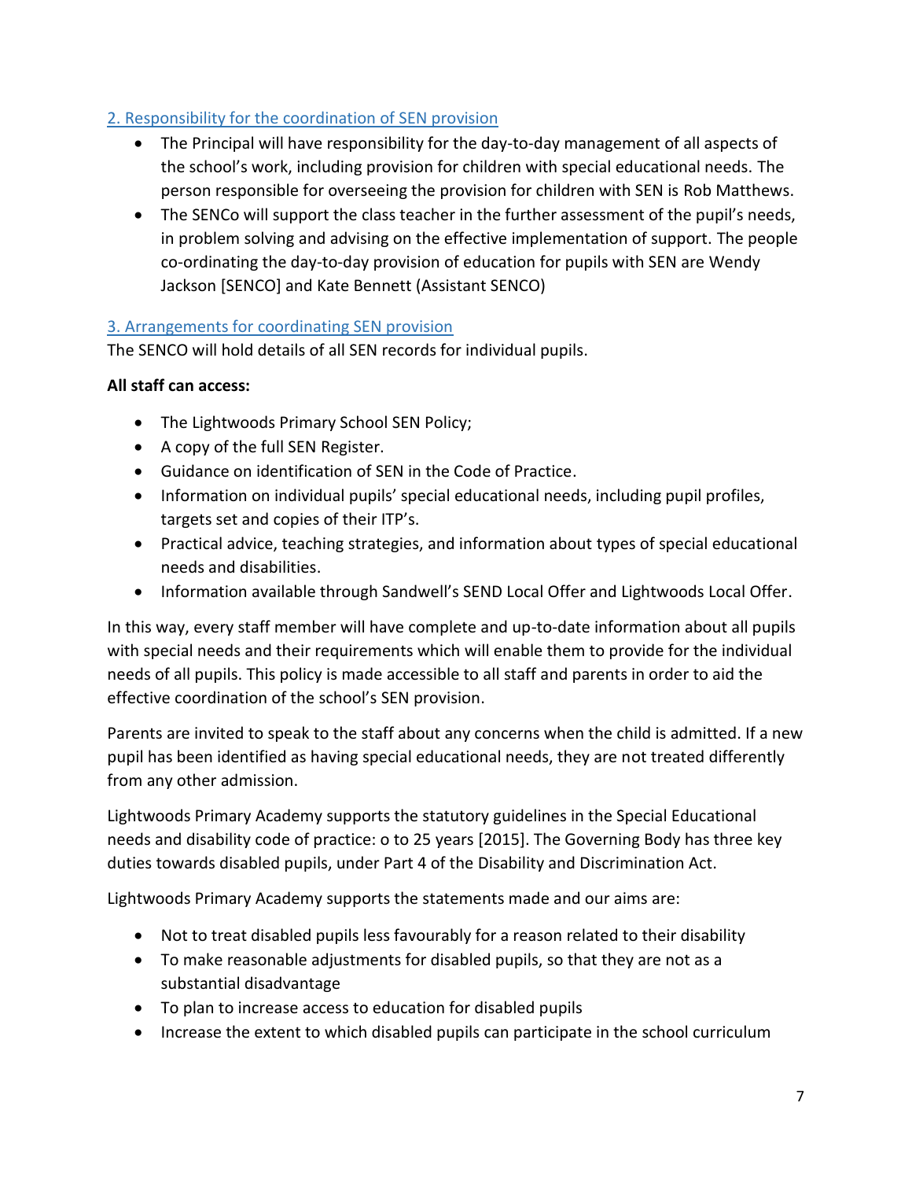## 2. Responsibility for the coordination of SEN provision

- The Principal will have responsibility for the day-to-day management of all aspects of the school's work, including provision for children with special educational needs. The person responsible for overseeing the provision for children with SEN is Rob Matthews.
- The SENCo will support the class teacher in the further assessment of the pupil's needs, in problem solving and advising on the effective implementation of support. The people co-ordinating the day-to-day provision of education for pupils with SEN are Wendy Jackson [SENCO] and Kate Bennett (Assistant SENCO)

## 3. Arrangements for coordinating SEN provision

The SENCO will hold details of all SEN records for individual pupils.

**All staff can access:**

- The Lightwoods Primary School SEN Policy;
- A copy of the full SEN Register.
- Guidance on identification of SEN in the Code of Practice.
- Information on individual pupils' special educational needs, including pupil profiles, targets set and copies of their ITP's.
- Practical advice, teaching strategies, and information about types of special educational needs and disabilities.
- Information available through Sandwell's SEND Local Offer and Lightwoods Local Offer.

In this way, every staff member will have complete and up-to-date information about all pupils with special needs and their requirements which will enable them to provide for the individual needs of all pupils. This policy is made accessible to all staff and parents in order to aid the effective coordination of the school's SEN provision.

Parents are invited to speak to the staff about any concerns when the child is admitted. If a new pupil has been identified as having special educational needs, they are not treated differently from any other admission.

Lightwoods Primary Academy supports the statutory guidelines in the Special Educational needs and disability code of practice: o to 25 years [2015]. The Governing Body has three key duties towards disabled pupils, under Part 4 of the Disability and Discrimination Act.

Lightwoods Primary Academy supports the statements made and our aims are:

- Not to treat disabled pupils less favourably for a reason related to their disability
- To make reasonable adjustments for disabled pupils, so that they are not as a substantial disadvantage
- To plan to increase access to education for disabled pupils
- Increase the extent to which disabled pupils can participate in the school curriculum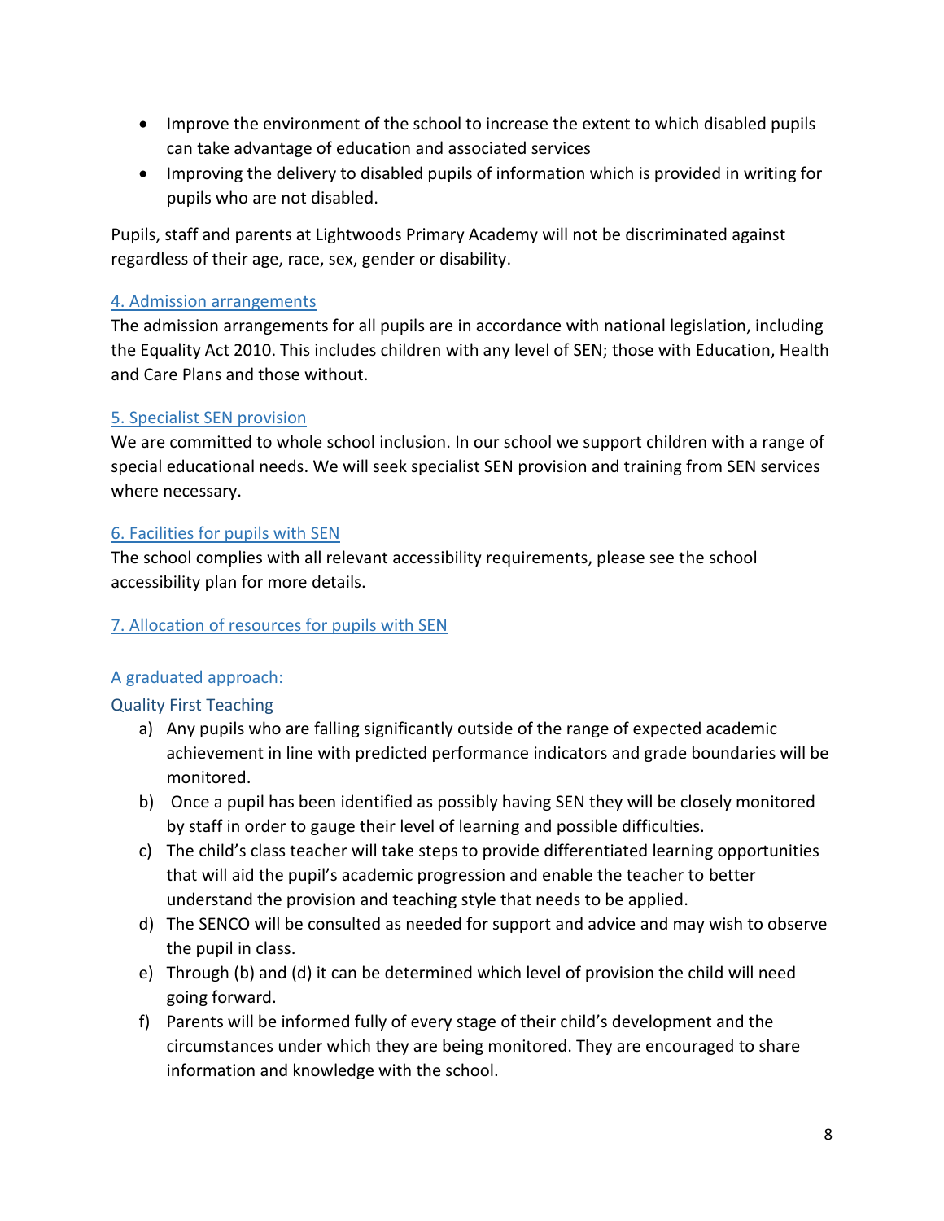- Improve the environment of the school to increase the extent to which disabled pupils can take advantage of education and associated services
- Improving the delivery to disabled pupils of information which is provided in writing for pupils who are not disabled.

Pupils, staff and parents at Lightwoods Primary Academy will not be discriminated against regardless of their age, race, sex, gender or disability.

## 4. Admission arrangements

The admission arrangements for all pupils are in accordance with national legislation, including the Equality Act 2010. This includes children with any level of SEN; those with Education, Health and Care Plans and those without.

## 5. Specialist SEN provision

We are committed to whole school inclusion. In our school we support children with a range of special educational needs. We will seek specialist SEN provision and training from SEN services where necessary.

## 6. Facilities for pupils with SEN

The school complies with all relevant accessibility requirements, please see the school accessibility plan for more details.

## 7. Allocation of resources for pupils with SEN

### A graduated approach:

### Quality First Teaching

a) Any pupils who are falling significantly outside of the range of expected academic achievement in line with predicted performance indicators and grade boundaries will be monitored.

b) Once a pupil has been identified as possibly having SEN they will be closely monitored by staff in order to gauge their level of learning and possible difficulties.

c) The child's class teacher will take steps to provide differentiated learning opportunities that will aid the pupil's academic progression and enable the teacher to better understand the provision and teaching style that needs to be applied.

d) The SENCO will be consulted as needed for support and advice and may wish to observe the pupil in class.

e) Through (b) and (d) it can be determined which level of provision the child will need going forward.

f) Parents will be informed fully of every stage of their child's development and the circumstances under which they are being monitored. They are encouraged to share information and knowledge with the school.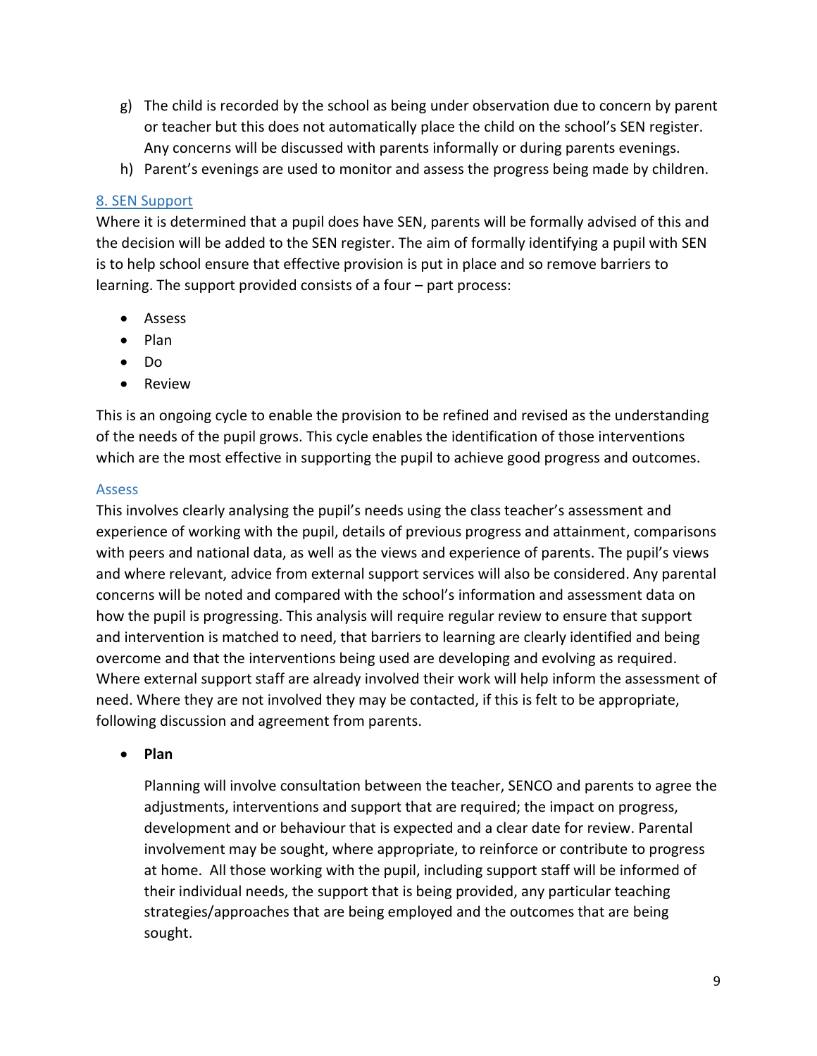g) The child is recorded by the school as being under observation due to concern by parent or teacher but this does not automatically place the child on the school's SEN register. Any concerns will be discussed with parents informally or during parents evenings.
h) Parent's evenings are used to monitor and assess the progress being made by children.

## 8. SEN Support

Where it is determined that a pupil does have SEN, parents will be formally advised of this and the decision will be added to the SEN register. The aim of formally identifying a pupil with SEN is to help school ensure that effective provision is put in place and so remove barriers to learning. The support provided consists of a four – part process:

- Assess
- Plan
- Do
- Review

This is an ongoing cycle to enable the provision to be refined and revised as the understanding of the needs of the pupil grows. This cycle enables the identification of those interventions which are the most effective in supporting the pupil to achieve good progress and outcomes.

### Assess

This involves clearly analysing the pupil's needs using the class teacher's assessment and experience of working with the pupil, details of previous progress and attainment, comparisons with peers and national data, as well as the views and experience of parents. The pupil's views and where relevant, advice from external support services will also be considered. Any parental concerns will be noted and compared with the school's information and assessment data on how the pupil is progressing. This analysis will require regular review to ensure that support and intervention is matched to need, that barriers to learning are clearly identified and being overcome and that the interventions being used are developing and evolving as required. Where external support staff are already involved their work will help inform the assessment of need. Where they are not involved they may be contacted, if this is felt to be appropriate, following discussion and agreement from parents.

- **Plan**

  Planning will involve consultation between the teacher, SENCO and parents to agree the adjustments, interventions and support that are required; the impact on progress, development and or behaviour that is expected and a clear date for review. Parental involvement may be sought, where appropriate, to reinforce or contribute to progress at home. All those working with the pupil, including support staff will be informed of their individual needs, the support that is being provided, any particular teaching strategies/approaches that are being employed and the outcomes that are being sought.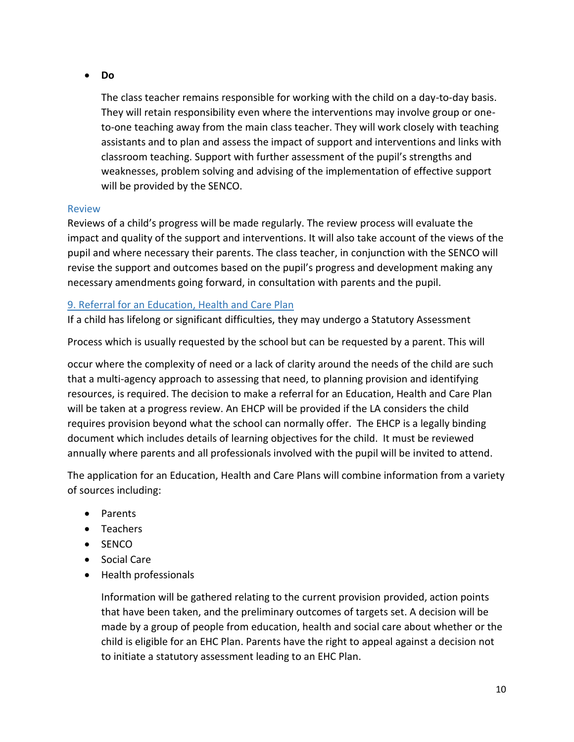- **Do**

  The class teacher remains responsible for working with the child on a day-to-day basis. They will retain responsibility even where the interventions may involve group or one-to-one teaching away from the main class teacher. They will work closely with teaching assistants and to plan and assess the impact of support and interventions and links with classroom teaching. Support with further assessment of the pupil's strengths and weaknesses, problem solving and advising of the implementation of effective support will be provided by the SENCO.

### Review

Reviews of a child's progress will be made regularly. The review process will evaluate the impact and quality of the support and interventions. It will also take account of the views of the pupil and where necessary their parents. The class teacher, in conjunction with the SENCO will revise the support and outcomes based on the pupil's progress and development making any necessary amendments going forward, in consultation with parents and the pupil.

## 9. Referral for an Education, Health and Care Plan

If a child has lifelong or significant difficulties, they may undergo a Statutory Assessment

Process which is usually requested by the school but can be requested by a parent. This will

occur where the complexity of need or a lack of clarity around the needs of the child are such that a multi-agency approach to assessing that need, to planning provision and identifying resources, is required. The decision to make a referral for an Education, Health and Care Plan will be taken at a progress review. An EHCP will be provided if the LA considers the child requires provision beyond what the school can normally offer. The EHCP is a legally binding document which includes details of learning objectives for the child. It must be reviewed annually where parents and all professionals involved with the pupil will be invited to attend.

The application for an Education, Health and Care Plans will combine information from a variety of sources including:

- Parents
- Teachers
- SENCO
- Social Care
- Health professionals

  Information will be gathered relating to the current provision provided, action points that have been taken, and the preliminary outcomes of targets set. A decision will be made by a group of people from education, health and social care about whether or the child is eligible for an EHC Plan. Parents have the right to appeal against a decision not to initiate a statutory assessment leading to an EHC Plan.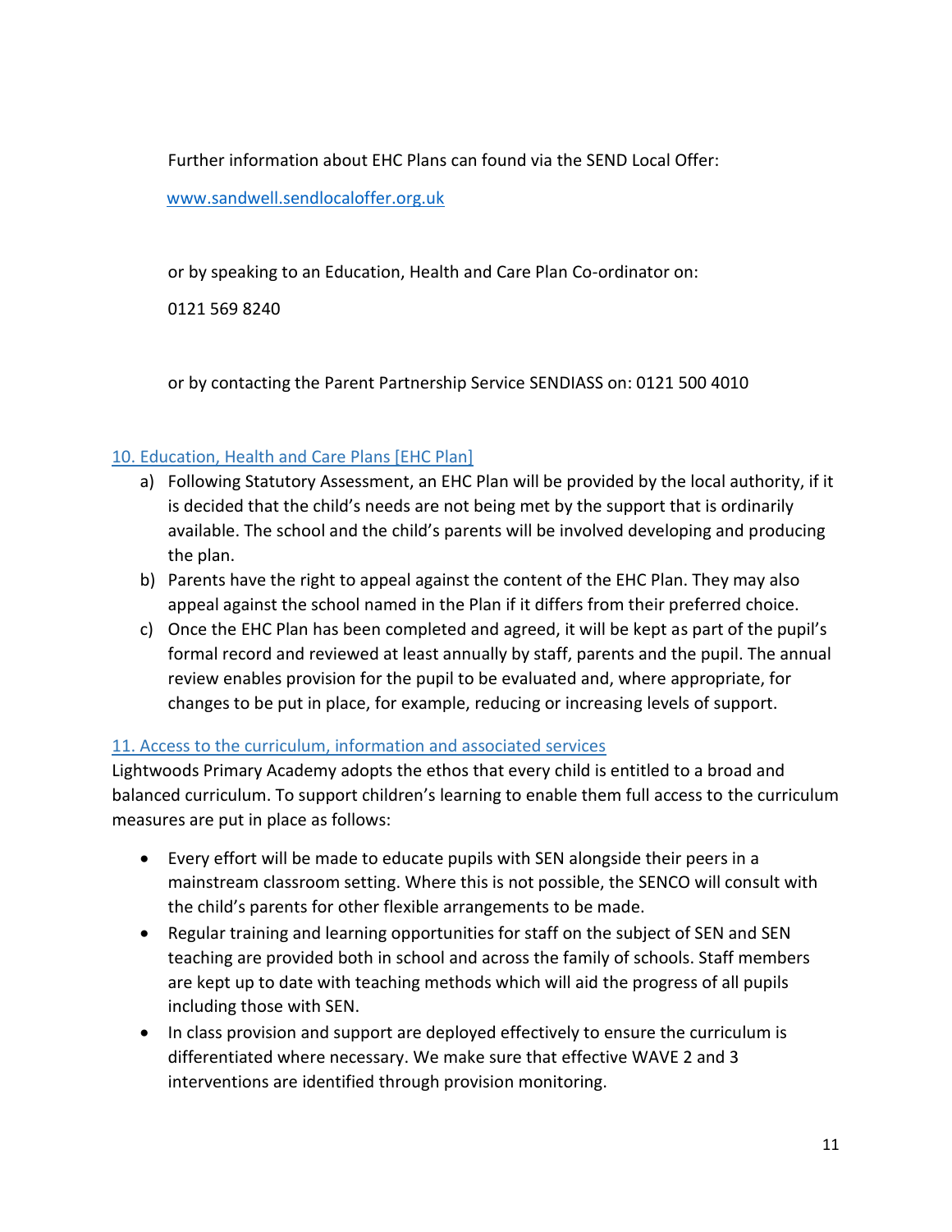Further information about EHC Plans can found via the SEND Local Offer:

www.sandwell.sendlocaloffer.org.uk

or by speaking to an Education, Health and Care Plan Co-ordinator on:

0121 569 8240

or by contacting the Parent Partnership Service SENDIASS on: 0121 500 4010

## 10. Education, Health and Care Plans [EHC Plan]

a) Following Statutory Assessment, an EHC Plan will be provided by the local authority, if it is decided that the child's needs are not being met by the support that is ordinarily available. The school and the child's parents will be involved developing and producing the plan.
b) Parents have the right to appeal against the content of the EHC Plan. They may also appeal against the school named in the Plan if it differs from their preferred choice.
c) Once the EHC Plan has been completed and agreed, it will be kept as part of the pupil's formal record and reviewed at least annually by staff, parents and the pupil. The annual review enables provision for the pupil to be evaluated and, where appropriate, for changes to be put in place, for example, reducing or increasing levels of support.

## 11. Access to the curriculum, information and associated services

Lightwoods Primary Academy adopts the ethos that every child is entitled to a broad and balanced curriculum. To support children's learning to enable them full access to the curriculum measures are put in place as follows:

- Every effort will be made to educate pupils with SEN alongside their peers in a mainstream classroom setting. Where this is not possible, the SENCO will consult with the child's parents for other flexible arrangements to be made.
- Regular training and learning opportunities for staff on the subject of SEN and SEN teaching are provided both in school and across the family of schools. Staff members are kept up to date with teaching methods which will aid the progress of all pupils including those with SEN.
- In class provision and support are deployed effectively to ensure the curriculum is differentiated where necessary. We make sure that effective WAVE 2 and 3 interventions are identified through provision monitoring.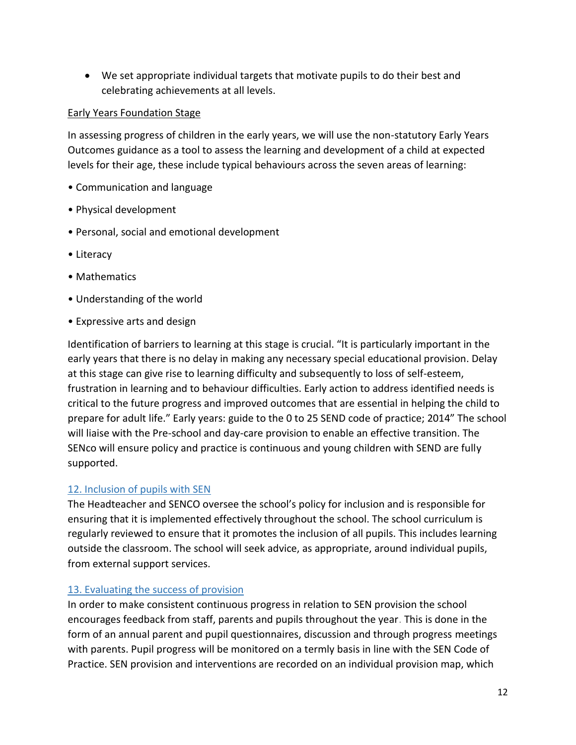- We set appropriate individual targets that motivate pupils to do their best and celebrating achievements at all levels.

### Early Years Foundation Stage

In assessing progress of children in the early years, we will use the non-statutory Early Years Outcomes guidance as a tool to assess the learning and development of a child at expected levels for their age, these include typical behaviours across the seven areas of learning:

- Communication and language
- Physical development
- Personal, social and emotional development
- Literacy
- Mathematics
- Understanding of the world
- Expressive arts and design

Identification of barriers to learning at this stage is crucial. "It is particularly important in the early years that there is no delay in making any necessary special educational provision. Delay at this stage can give rise to learning difficulty and subsequently to loss of self-esteem, frustration in learning and to behaviour difficulties. Early action to address identified needs is critical to the future progress and improved outcomes that are essential in helping the child to prepare for adult life." Early years: guide to the 0 to 25 SEND code of practice; 2014" The school will liaise with the Pre-school and day-care provision to enable an effective transition. The SENco will ensure policy and practice is continuous and young children with SEND are fully supported.

## 12. Inclusion of pupils with SEN

The Headteacher and SENCO oversee the school's policy for inclusion and is responsible for ensuring that it is implemented effectively throughout the school. The school curriculum is regularly reviewed to ensure that it promotes the inclusion of all pupils. This includes learning outside the classroom. The school will seek advice, as appropriate, around individual pupils, from external support services.

## 13. Evaluating the success of provision

In order to make consistent continuous progress in relation to SEN provision the school encourages feedback from staff, parents and pupils throughout the year. This is done in the form of an annual parent and pupil questionnaires, discussion and through progress meetings with parents. Pupil progress will be monitored on a termly basis in line with the SEN Code of Practice. SEN provision and interventions are recorded on an individual provision map, which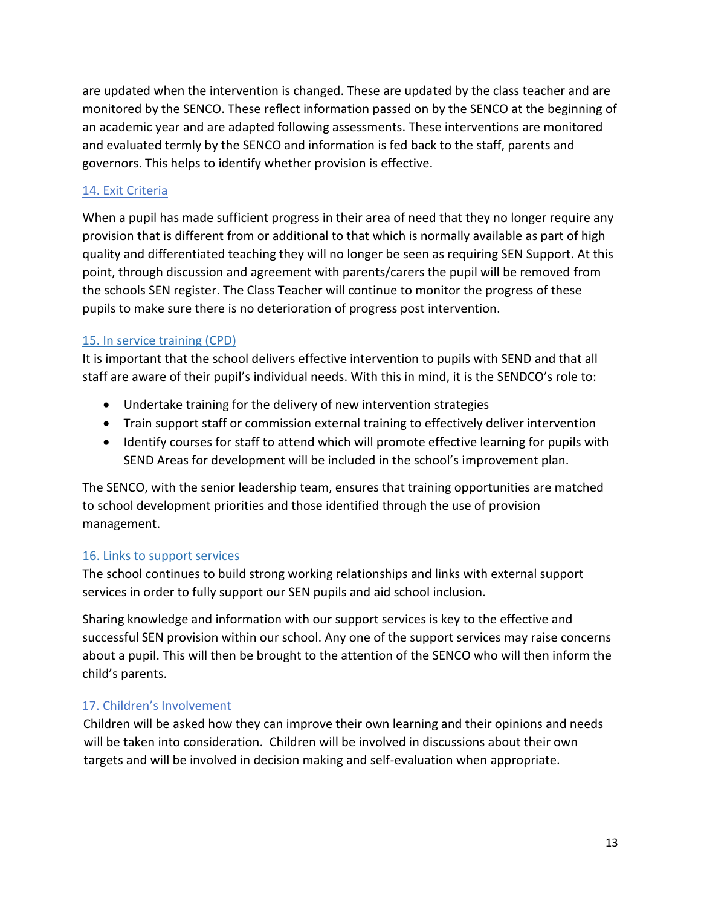are updated when the intervention is changed. These are updated by the class teacher and are monitored by the SENCO. These reflect information passed on by the SENCO at the beginning of an academic year and are adapted following assessments. These interventions are monitored and evaluated termly by the SENCO and information is fed back to the staff, parents and governors. This helps to identify whether provision is effective.

## 14. Exit Criteria

When a pupil has made sufficient progress in their area of need that they no longer require any provision that is different from or additional to that which is normally available as part of high quality and differentiated teaching they will no longer be seen as requiring SEN Support. At this point, through discussion and agreement with parents/carers the pupil will be removed from the schools SEN register. The Class Teacher will continue to monitor the progress of these pupils to make sure there is no deterioration of progress post intervention.

## 15. In service training (CPD)

It is important that the school delivers effective intervention to pupils with SEND and that all staff are aware of their pupil's individual needs. With this in mind, it is the SENDCO's role to:

- Undertake training for the delivery of new intervention strategies
- Train support staff or commission external training to effectively deliver intervention
- Identify courses for staff to attend which will promote effective learning for pupils with SEND Areas for development will be included in the school's improvement plan.

The SENCO, with the senior leadership team, ensures that training opportunities are matched to school development priorities and those identified through the use of provision management.

## 16. Links to support services

The school continues to build strong working relationships and links with external support services in order to fully support our SEN pupils and aid school inclusion.

Sharing knowledge and information with our support services is key to the effective and successful SEN provision within our school. Any one of the support services may raise concerns about a pupil. This will then be brought to the attention of the SENCO who will then inform the child's parents.

## 17. Children's Involvement

Children will be asked how they can improve their own learning and their opinions and needs will be taken into consideration. Children will be involved in discussions about their own targets and will be involved in decision making and self-evaluation when appropriate.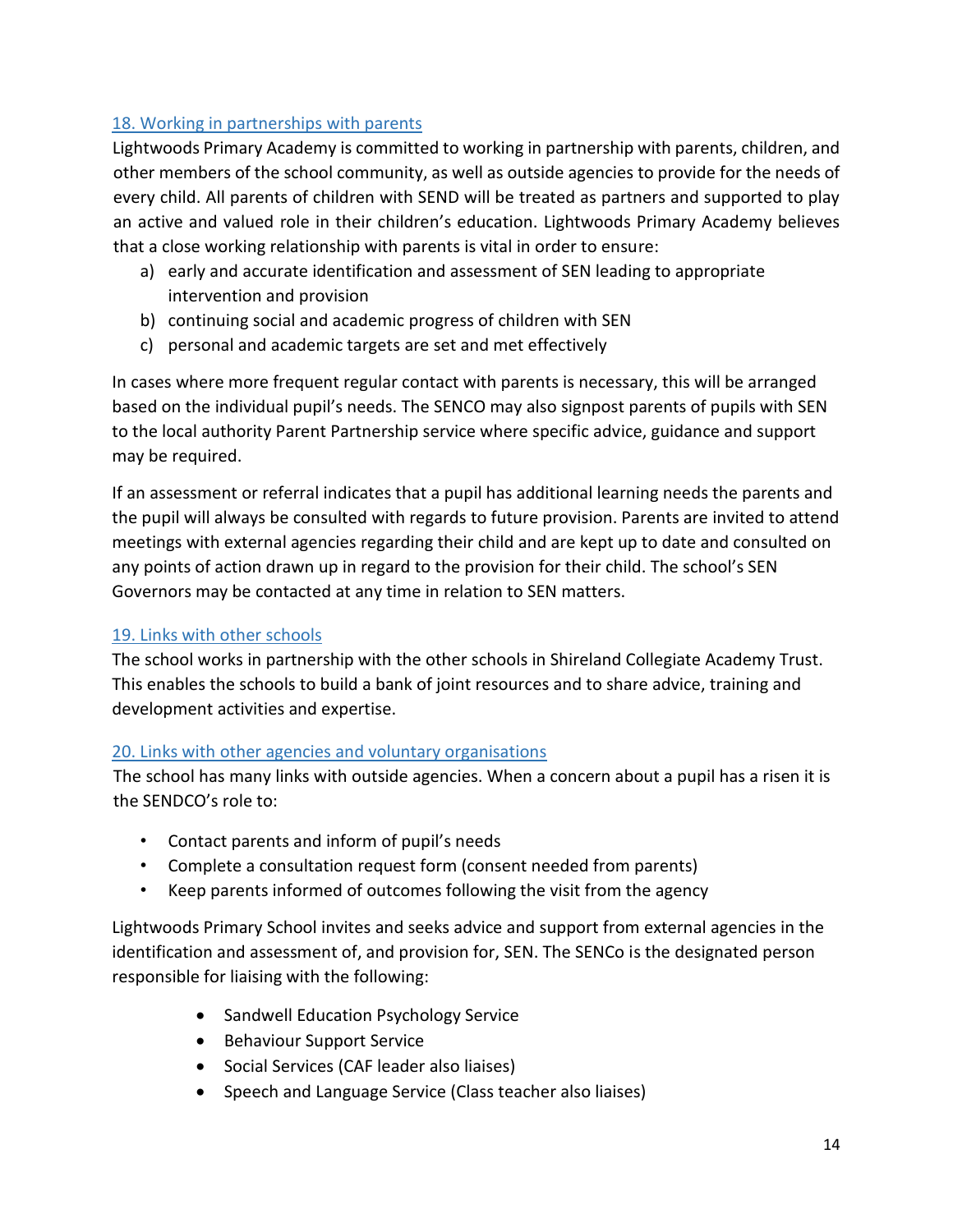## 18. Working in partnerships with parents

Lightwoods Primary Academy is committed to working in partnership with parents, children, and other members of the school community, as well as outside agencies to provide for the needs of every child. All parents of children with SEND will be treated as partners and supported to play an active and valued role in their children's education. Lightwoods Primary Academy believes that a close working relationship with parents is vital in order to ensure:

a) early and accurate identification and assessment of SEN leading to appropriate intervention and provision
b) continuing social and academic progress of children with SEN
c) personal and academic targets are set and met effectively

In cases where more frequent regular contact with parents is necessary, this will be arranged based on the individual pupil's needs. The SENCO may also signpost parents of pupils with SEN to the local authority Parent Partnership service where specific advice, guidance and support may be required.

If an assessment or referral indicates that a pupil has additional learning needs the parents and the pupil will always be consulted with regards to future provision. Parents are invited to attend meetings with external agencies regarding their child and are kept up to date and consulted on any points of action drawn up in regard to the provision for their child. The school's SEN Governors may be contacted at any time in relation to SEN matters.

## 19. Links with other schools

The school works in partnership with the other schools in Shireland Collegiate Academy Trust. This enables the schools to build a bank of joint resources and to share advice, training and development activities and expertise.

## 20. Links with other agencies and voluntary organisations

The school has many links with outside agencies. When a concern about a pupil has a risen it is the SENDCO's role to:

- Contact parents and inform of pupil's needs
- Complete a consultation request form (consent needed from parents)
- Keep parents informed of outcomes following the visit from the agency

Lightwoods Primary School invites and seeks advice and support from external agencies in the identification and assessment of, and provision for, SEN. The SENCo is the designated person responsible for liaising with the following:

- Sandwell Education Psychology Service
- Behaviour Support Service
- Social Services (CAF leader also liaises)
- Speech and Language Service (Class teacher also liaises)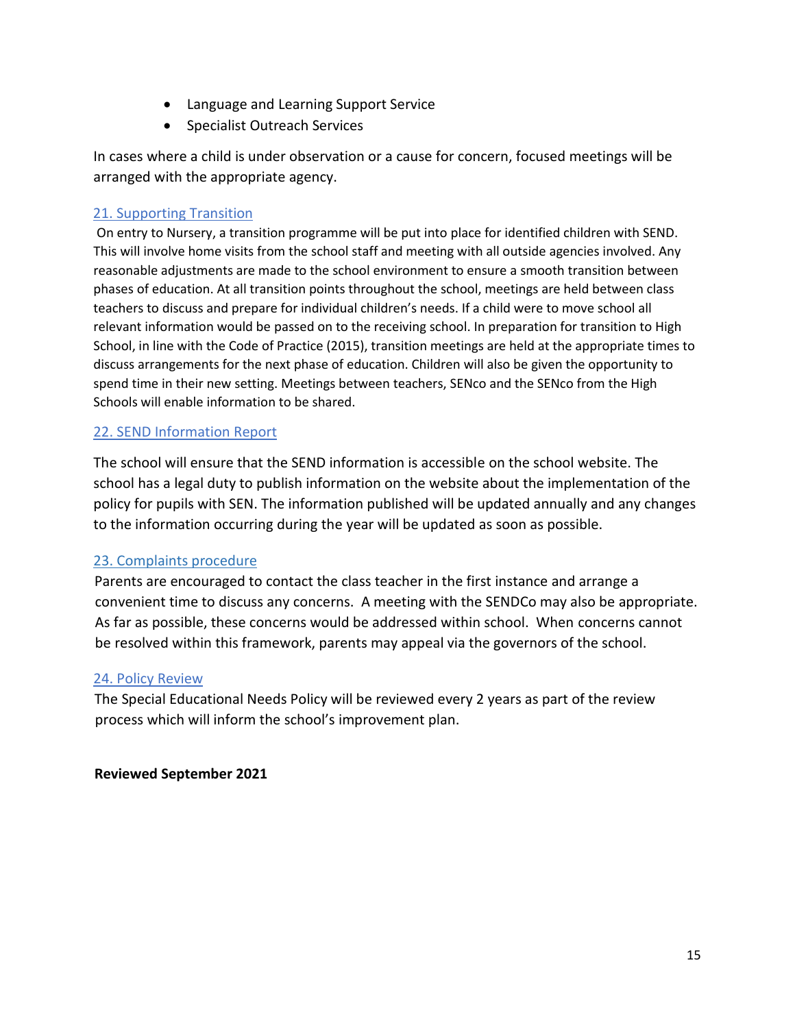- Language and Learning Support Service
- Specialist Outreach Services

In cases where a child is under observation or a cause for concern, focused meetings will be arranged with the appropriate agency.

## 21. Supporting Transition

On entry to Nursery, a transition programme will be put into place for identified children with SEND. This will involve home visits from the school staff and meeting with all outside agencies involved. Any reasonable adjustments are made to the school environment to ensure a smooth transition between phases of education. At all transition points throughout the school, meetings are held between class teachers to discuss and prepare for individual children's needs. If a child were to move school all relevant information would be passed on to the receiving school. In preparation for transition to High School, in line with the Code of Practice (2015), transition meetings are held at the appropriate times to discuss arrangements for the next phase of education. Children will also be given the opportunity to spend time in their new setting. Meetings between teachers, SENco and the SENco from the High Schools will enable information to be shared.

## 22. SEND Information Report

The school will ensure that the SEND information is accessible on the school website. The school has a legal duty to publish information on the website about the implementation of the policy for pupils with SEN. The information published will be updated annually and any changes to the information occurring during the year will be updated as soon as possible.

## 23. Complaints procedure

Parents are encouraged to contact the class teacher in the first instance and arrange a convenient time to discuss any concerns. A meeting with the SENDCo may also be appropriate. As far as possible, these concerns would be addressed within school. When concerns cannot be resolved within this framework, parents may appeal via the governors of the school.

## 24. Policy Review

The Special Educational Needs Policy will be reviewed every 2 years as part of the review process which will inform the school's improvement plan.

**Reviewed September 2021**